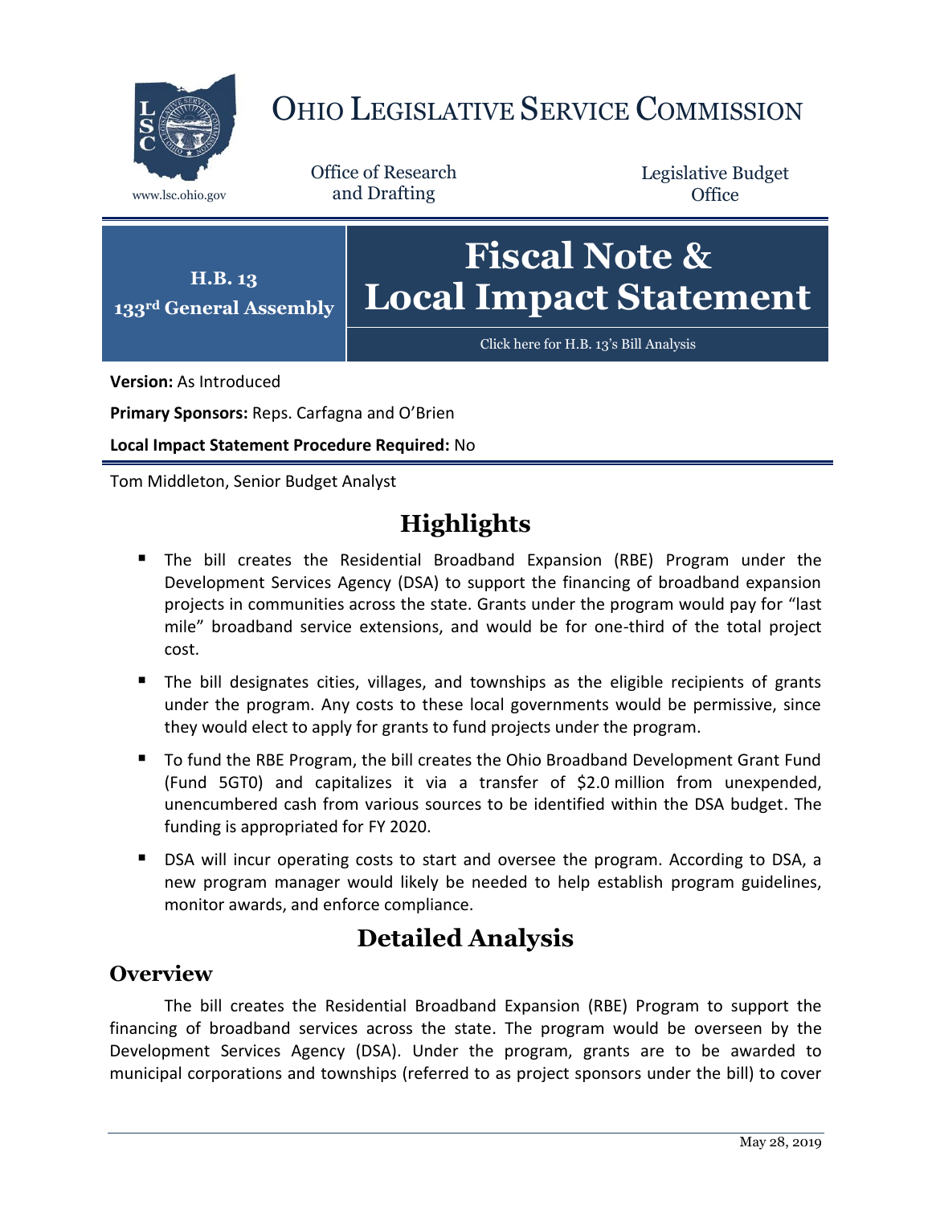# OHIO LEGISLATIVE SERVICE COMMISSION

www.lsc.ohio.gov

Office of Research and Drafting

Legislative Budget Office

**H.B. 13**
**133rd General Assembly**

# Fiscal Note & Local Impact Statement

Click here for H.B. 13's Bill Analysis

**Version:** As Introduced

**Primary Sponsors:** Reps. Carfagna and O'Brien

**Local Impact Statement Procedure Required:** No

Tom Middleton, Senior Budget Analyst

## Highlights

- The bill creates the Residential Broadband Expansion (RBE) Program under the Development Services Agency (DSA) to support the financing of broadband expansion projects in communities across the state. Grants under the program would pay for "last mile" broadband service extensions, and would be for one-third of the total project cost.
- The bill designates cities, villages, and townships as the eligible recipients of grants under the program. Any costs to these local governments would be permissive, since they would elect to apply for grants to fund projects under the program.
- To fund the RBE Program, the bill creates the Ohio Broadband Development Grant Fund (Fund 5GT0) and capitalizes it via a transfer of $2.0 million from unexpended, unencumbered cash from various sources to be identified within the DSA budget. The funding is appropriated for FY 2020.
- DSA will incur operating costs to start and oversee the program. According to DSA, a new program manager would likely be needed to help establish program guidelines, monitor awards, and enforce compliance.

## Detailed Analysis

### Overview

The bill creates the Residential Broadband Expansion (RBE) Program to support the financing of broadband services across the state. The program would be overseen by the Development Services Agency (DSA). Under the program, grants are to be awarded to municipal corporations and townships (referred to as project sponsors under the bill) to cover

May 28, 2019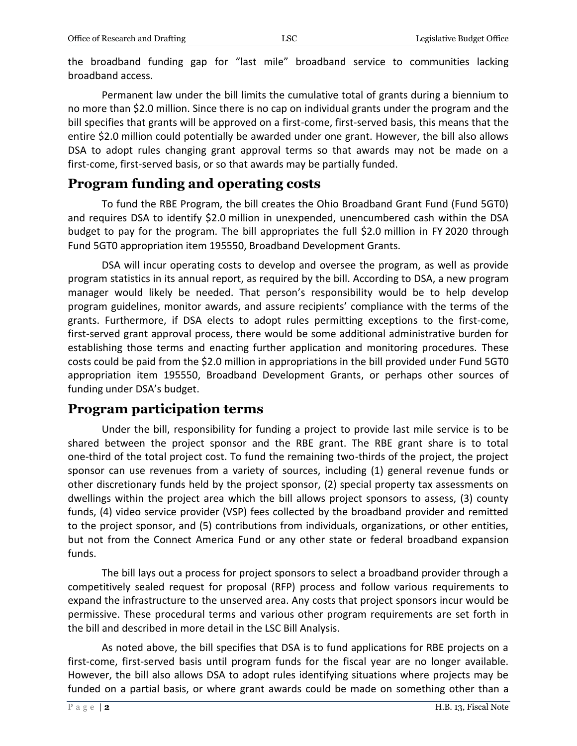the broadband funding gap for "last mile" broadband service to communities lacking broadband access.

Permanent law under the bill limits the cumulative total of grants during a biennium to no more than $2.0 million. Since there is no cap on individual grants under the program and the bill specifies that grants will be approved on a first-come, first-served basis, this means that the entire $2.0 million could potentially be awarded under one grant. However, the bill also allows DSA to adopt rules changing grant approval terms so that awards may not be made on a first-come, first-served basis, or so that awards may be partially funded.

## Program funding and operating costs

To fund the RBE Program, the bill creates the Ohio Broadband Grant Fund (Fund 5GT0) and requires DSA to identify $2.0 million in unexpended, unencumbered cash within the DSA budget to pay for the program. The bill appropriates the full $2.0 million in FY 2020 through Fund 5GT0 appropriation item 195550, Broadband Development Grants.

DSA will incur operating costs to develop and oversee the program, as well as provide program statistics in its annual report, as required by the bill. According to DSA, a new program manager would likely be needed. That person's responsibility would be to help develop program guidelines, monitor awards, and assure recipients' compliance with the terms of the grants. Furthermore, if DSA elects to adopt rules permitting exceptions to the first-come, first-served grant approval process, there would be some additional administrative burden for establishing those terms and enacting further application and monitoring procedures. These costs could be paid from the $2.0 million in appropriations in the bill provided under Fund 5GT0 appropriation item 195550, Broadband Development Grants, or perhaps other sources of funding under DSA's budget.

## Program participation terms

Under the bill, responsibility for funding a project to provide last mile service is to be shared between the project sponsor and the RBE grant. The RBE grant share is to total one-third of the total project cost. To fund the remaining two-thirds of the project, the project sponsor can use revenues from a variety of sources, including (1) general revenue funds or other discretionary funds held by the project sponsor, (2) special property tax assessments on dwellings within the project area which the bill allows project sponsors to assess, (3) county funds, (4) video service provider (VSP) fees collected by the broadband provider and remitted to the project sponsor, and (5) contributions from individuals, organizations, or other entities, but not from the Connect America Fund or any other state or federal broadband expansion funds.

The bill lays out a process for project sponsors to select a broadband provider through a competitively sealed request for proposal (RFP) process and follow various requirements to expand the infrastructure to the unserved area. Any costs that project sponsors incur would be permissive. These procedural terms and various other program requirements are set forth in the bill and described in more detail in the LSC Bill Analysis.

As noted above, the bill specifies that DSA is to fund applications for RBE projects on a first-come, first-served basis until program funds for the fiscal year are no longer available. However, the bill also allows DSA to adopt rules identifying situations where projects may be funded on a partial basis, or where grant awards could be made on something other than a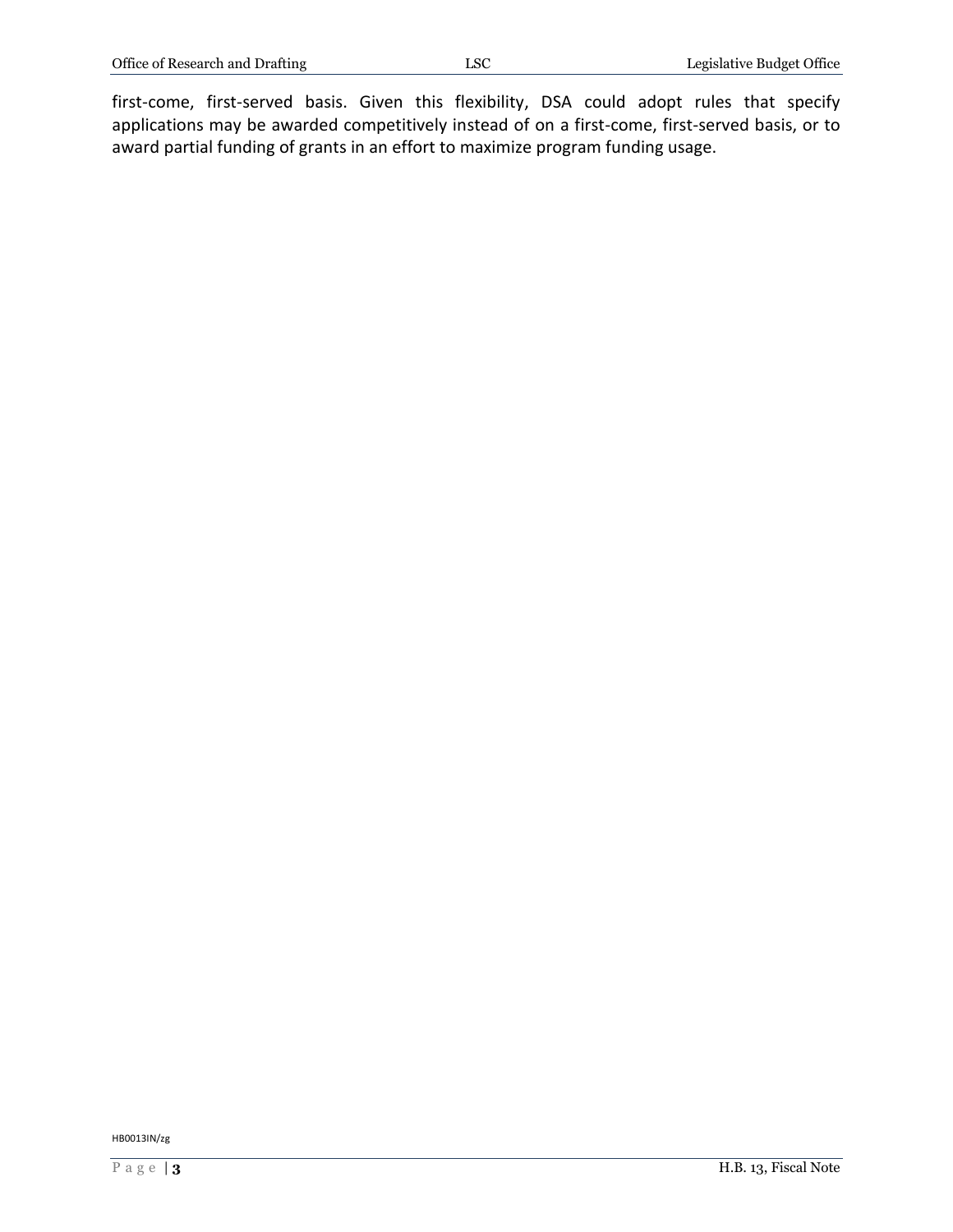first-come, first-served basis. Given this flexibility, DSA could adopt rules that specify applications may be awarded competitively instead of on a first-come, first-served basis, or to award partial funding of grants in an effort to maximize program funding usage.

HB0013IN/zg